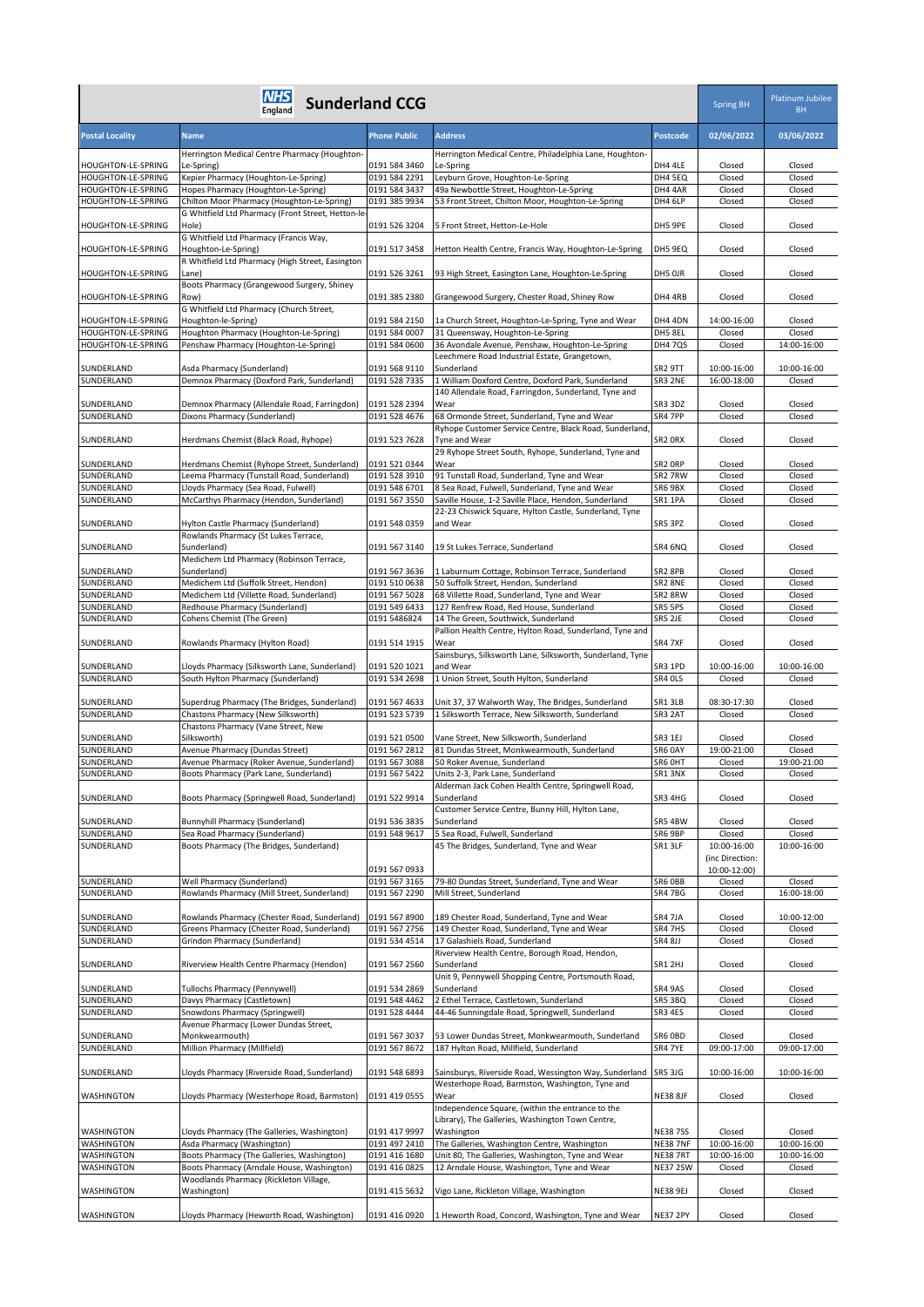| NHS England Sunderland CCG | | | | | Spring BH | Platinum Jubilee BH |
|---|---|---|---|---|---|---|
| **Postal Locality** | **Name** | **Phone Public** | **Address** | **Postcode** | **02/06/2022** | **03/06/2022** |
| HOUGHTON-LE-SPRING | Herrington Medical Centre Pharmacy (Houghton-Le-Spring) | 0191 584 3460 | Herrington Medical Centre, Philadelphia Lane, Houghton-Le-Spring | DH4 4LE | Closed | Closed |
| HOUGHTON-LE-SPRING | Kepier Pharmacy (Houghton-Le-Spring) | 0191 584 2291 | Leyburn Grove, Houghton-Le-Spring | DH4 5EQ | Closed | Closed |
| HOUGHTON-LE-SPRING | Hopes Pharmacy (Houghton-Le-Spring) | 0191 584 3437 | 49a Newbottle Street, Houghton-Le-Spring | DH4 4AR | Closed | Closed |
| HOUGHTON-LE-SPRING | Chilton Moor Pharmacy (Houghton-Le-Spring) | 0191 385 9934 | 53 Front Street, Chilton Moor, Houghton-Le-Spring | DH4 6LP | Closed | Closed |
| HOUGHTON-LE-SPRING | G Whitfield Ltd Pharmacy (Front Street, Hetton-le-Hole) | 0191 526 3204 | 5 Front Street, Hetton-Le-Hole | DH5 9PE | Closed | Closed |
| HOUGHTON-LE-SPRING | G Whitfield Ltd Pharmacy (Francis Way, Houghton-Le-Spring) | 0191 517 3458 | Hetton Health Centre, Francis Way, Houghton-Le-Spring | DH5 9EQ | Closed | Closed |
| HOUGHTON-LE-SPRING | R Whitfield Ltd Pharmacy (High Street, Easington Lane) | 0191 526 3261 | 93 High Street, Easington Lane, Houghton-Le-Spring | DH5 0JR | Closed | Closed |
| HOUGHTON-LE-SPRING | Boots Pharmacy (Grangewood Surgery, Shiney Row) | 0191 385 2380 | Grangewood Surgery, Chester Road, Shiney Row | DH4 4RB | Closed | Closed |
| HOUGHTON-LE-SPRING | G Whitfield Ltd Pharmacy (Church Street, Houghton-le-Spring) | 0191 584 2150 | 1a Church Street, Houghton-Le-Spring, Tyne and Wear | DH4 4DN | 14:00-16:00 | Closed |
| HOUGHTON-LE-SPRING | Houghton Pharmacy (Houghton-Le-Spring) | 0191 584 0007 | 31 Queensway, Houghton-Le-Spring | DH5 8EL | Closed | Closed |
| HOUGHTON-LE-SPRING | Penshaw Pharmacy (Houghton-Le-Spring) | 0191 584 0600 | 36 Avondale Avenue, Penshaw, Houghton-Le-Spring | DH4 7QS | Closed | 14:00-16:00 |
| SUNDERLAND | Asda Pharmacy (Sunderland) | 0191 568 9110 | Leechmere Road Industrial Estate, Grangetown, Sunderland | SR2 9TT | 10:00-16:00 | 10:00-16:00 |
| SUNDERLAND | Demnox Pharmacy (Doxford Park, Sunderland) | 0191 528 7335 | 1 William Doxford Centre, Doxford Park, Sunderland | SR3 2NE | 16:00-18:00 | Closed |
| SUNDERLAND | Demnox Pharmacy (Allendale Road, Farringdon) | 0191 528 2394 | 140 Allendale Road, Farringdon, Sunderland, Tyne and Wear | SR3 3DZ | Closed | Closed |
| SUNDERLAND | Dixons Pharmacy (Sunderland) | 0191 528 4676 | 68 Ormonde Street, Sunderland, Tyne and Wear | SR4 7PP | Closed | Closed |
| SUNDERLAND | Herdmans Chemist (Black Road, Ryhope) | 0191 523 7628 | Ryhope Customer Service Centre, Black Road, Sunderland, Tyne and Wear | SR2 0RX | Closed | Closed |
| SUNDERLAND | Herdmans Chemist (Ryhope Street, Sunderland) | 0191 521 0344 | 29 Ryhope Street South, Ryhope, Sunderland, Tyne and Wear | SR2 0RP | Closed | Closed |
| SUNDERLAND | Leema Pharmacy (Tunstall Road, Sunderland) | 0191 528 3910 | 91 Tunstall Road, Sunderland, Tyne and Wear | SR2 7RW | Closed | Closed |
| SUNDERLAND | Lloyds Pharmacy (Sea Road, Fulwell) | 0191 548 6701 | 8 Sea Road, Fulwell, Sunderland, Tyne and Wear | SR6 9BX | Closed | Closed |
| SUNDERLAND | McCarthys Pharmacy (Hendon, Sunderland) | 0191 567 3550 | Saville House, 1-2 Saville Place, Hendon, Sunderland | SR1 1PA | Closed | Closed |
| SUNDERLAND | Hylton Castle Pharmacy (Sunderland) | 0191 548 0359 | 22-23 Chiswick Square, Hylton Castle, Sunderland, Tyne and Wear | SR5 3PZ | Closed | Closed |
| SUNDERLAND | Rowlands Pharmacy (St Lukes Terrace, Sunderland) | 0191 567 3140 | 19 St Lukes Terrace, Sunderland | SR4 6NQ | Closed | Closed |
| SUNDERLAND | Medichem Ltd Pharmacy (Robinson Terrace, Sunderland) | 0191 567 3636 | 1 Laburnum Cottage, Robinson Terrace, Sunderland | SR2 8PB | Closed | Closed |
| SUNDERLAND | Medichem Ltd (Suffolk Street, Hendon) | 0191 510 0638 | 50 Suffolk Street, Hendon, Sunderland | SR2 8NE | Closed | Closed |
| SUNDERLAND | Medichem Ltd (Villette Road, Sunderland) | 0191 567 5028 | 68 Villette Road, Sunderland, Tyne and Wear | SR2 8RW | Closed | Closed |
| SUNDERLAND | Redhouse Pharmacy (Sunderland) | 0191 549 6433 | 127 Renfrew Road, Red House, Sunderland | SR5 5PS | Closed | Closed |
| SUNDERLAND | Cohens Chemist (The Green) | 0191 5486824 | 14 The Green, Southwick, Sunderland | SR5 2JE | Closed | Closed |
| SUNDERLAND | Rowlands Pharmacy (Hylton Road) | 0191 514 1915 | Pallion Health Centre, Hylton Road, Sunderland, Tyne and Wear | SR4 7XF | Closed | Closed |
| SUNDERLAND | Lloyds Pharmacy (Silksworth Lane, Sunderland) | 0191 520 1021 | Sainsburys, Silksworth Lane, Silksworth, Sunderland, Tyne and Wear | SR3 1PD | 10:00-16:00 | 10:00-16:00 |
| SUNDERLAND | South Hylton Pharmacy (Sunderland) | 0191 534 2698 | 1 Union Street, South Hylton, Sunderland | SR4 0LS | Closed | Closed |
| SUNDERLAND | Superdrug Pharmacy (The Bridges, Sunderland) | 0191 567 4633 | Unit 37, 37 Walworth Way, The Bridges, Sunderland | SR1 3LB | 08:30-17:30 | Closed |
| SUNDERLAND | Chastons Pharmacy (New Silksworth) | 0191 523 5739 | 1 Silksworth Terrace, New Silksworth, Sunderland | SR3 2AT | Closed | Closed |
| SUNDERLAND | Chastons Pharmacy (Vane Street, New Silksworth) | 0191 521 0500 | Vane Street, New Silksworth, Sunderland | SR3 1EJ | Closed | Closed |
| SUNDERLAND | Avenue Pharmacy (Dundas Street) | 0191 567 2812 | 81 Dundas Street, Monkwearmouth, Sunderland | SR6 0AY | 19:00-21:00 | Closed |
| SUNDERLAND | Avenue Pharmacy (Roker Avenue, Sunderland) | 0191 567 3088 | 50 Roker Avenue, Sunderland | SR6 0HT | Closed | 19:00-21:00 |
| SUNDERLAND | Boots Pharmacy (Park Lane, Sunderland) | 0191 567 5422 | Units 2-3, Park Lane, Sunderland | SR1 3NX | Closed | Closed |
| SUNDERLAND | Boots Pharmacy (Springwell Road, Sunderland) | 0191 522 9914 | Alderman Jack Cohen Health Centre, Springwell Road, Sunderland | SR3 4HG | Closed | Closed |
| SUNDERLAND | Bunnyhill Pharmacy (Sunderland) | 0191 536 3835 | Customer Service Centre, Bunny Hill, Hylton Lane, Sunderland | SR5 4BW | Closed | Closed |
| SUNDERLAND | Sea Road Pharmacy (Sunderland) | 0191 548 9617 | 5 Sea Road, Fulwell, Sunderland | SR6 9BP | Closed | Closed |
| SUNDERLAND | Boots Pharmacy (The Bridges, Sunderland) | 0191 567 0933 | 45 The Bridges, Sunderland, Tyne and Wear | SR1 3LF | 10:00-16:00 (inc Direction: 10:00-12:00) | 10:00-16:00 |
| SUNDERLAND | Well Pharmacy (Sunderland) | 0191 567 3165 | 79-80 Dundas Street, Sunderland, Tyne and Wear | SR6 0BB | Closed | Closed |
| SUNDERLAND | Rowlands Pharmacy (Mill Street, Sunderland) | 0191 567 2290 | Mill Street, Sunderland | SR4 7BG | Closed | 16:00-18:00 |
| SUNDERLAND | Rowlands Pharmacy (Chester Road, Sunderland) | 0191 567 8900 | 189 Chester Road, Sunderland, Tyne and Wear | SR4 7JA | Closed | 10:00-12:00 |
| SUNDERLAND | Greens Pharmacy (Chester Road, Sunderland) | 0191 567 2756 | 149 Chester Road, Sunderland, Tyne and Wear | SR4 7HS | Closed | Closed |
| SUNDERLAND | Grindon Pharmacy (Sunderland) | 0191 534 4514 | 17 Galashiels Road, Sunderland | SR4 8JJ | Closed | Closed |
| SUNDERLAND | Riverview Health Centre Pharmacy (Hendon) | 0191 567 2560 | Riverview Health Centre, Borough Road, Hendon, Sunderland | SR1 2HJ | Closed | Closed |
| SUNDERLAND | Tullochs Pharmacy (Pennywell) | 0191 534 2869 | Unit 9, Pennywell Shopping Centre, Portsmouth Road, Sunderland | SR4 9AS | Closed | Closed |
| SUNDERLAND | Davys Pharmacy (Castletown) | 0191 548 4462 | 2 Ethel Terrace, Castletown, Sunderland | SR5 3BQ | Closed | Closed |
| SUNDERLAND | Snowdons Pharmacy (Springwell) | 0191 528 4444 | 44-46 Sunningdale Road, Springwell, Sunderland | SR3 4ES | Closed | Closed |
| SUNDERLAND | Avenue Pharmacy (Lower Dundas Street, Monkwearmouth) | 0191 567 3037 | 53 Lower Dundas Street, Monkwearmouth, Sunderland | SR6 0BD | Closed | Closed |
| SUNDERLAND | Million Pharmacy (Millfield) | 0191 567 8672 | 187 Hylton Road, Millfield, Sunderland | SR4 7YE | 09:00-17:00 | 09:00-17:00 |
| SUNDERLAND | Lloyds Pharmacy (Riverside Road, Sunderland) | 0191 548 6893 | Sainsburys, Riverside Road, Wessington Way, Sunderland | SR5 3JG | 10:00-16:00 | 10:00-16:00 |
| WASHINGTON | Lloyds Pharmacy (Westerhope Road, Barmston) | 0191 419 0555 | Westerhope Road, Barmston, Washington, Tyne and Wear | NE38 8JF | Closed | Closed |
| WASHINGTON | Lloyds Pharmacy (The Galleries, Washington) | 0191 417 9997 | Independence Square, (within the entrance to the Library), The Galleries, Washington Town Centre, Washington | NE38 7SS | Closed | Closed |
| WASHINGTON | Asda Pharmacy (Washington) | 0191 497 2410 | The Galleries, Washington Centre, Washington | NE38 7NF | 10:00-16:00 | 10:00-16:00 |
| WASHINGTON | Boots Pharmacy (The Galleries, Washington) | 0191 416 1680 | Unit 80, The Galleries, Washington, Tyne and Wear | NE38 7RT | 10:00-16:00 | 10:00-16:00 |
| WASHINGTON | Boots Pharmacy (Arndale House, Washington) | 0191 416 0825 | 12 Arndale House, Washington, Tyne and Wear | NE37 2SW | Closed | Closed |
| WASHINGTON | Woodlands Pharmacy (Rickleton Village, Washington) | 0191 415 5632 | Vigo Lane, Rickleton Village, Washington | NE38 9EJ | Closed | Closed |
| WASHINGTON | Lloyds Pharmacy (Heworth Road, Washington) | 0191 416 0920 | 1 Heworth Road, Concord, Washington, Tyne and Wear | NE37 2PY | Closed | Closed |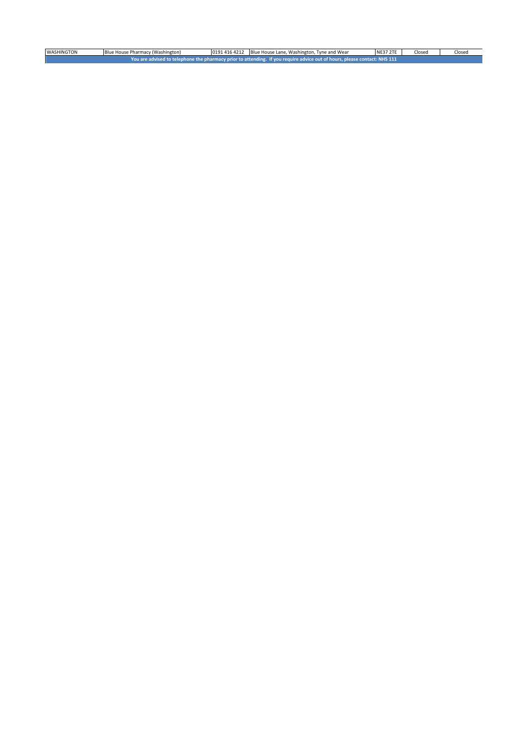| | | | | | | |
|---|---|---|---|---|---|---|
| WASHINGTON | Blue House Pharmacy (Washington) | 0191 416 4212 | Blue House Lane, Washington, Tyne and Wear | NE37 2TE | Closed | Closed |

**You are advised to telephone the pharmacy prior to attending. If you require advice out of hours, please contact: NHS 111**